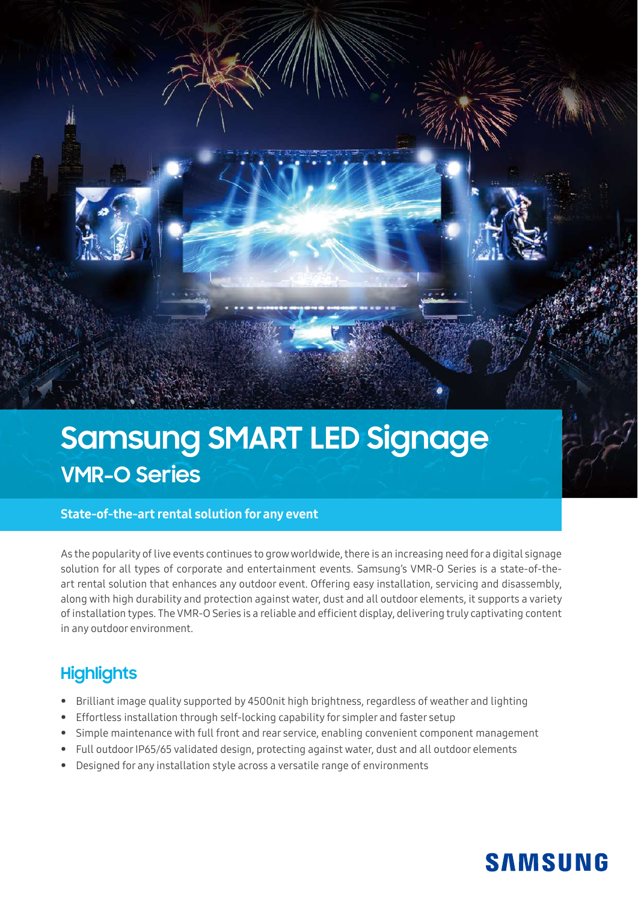# Samsung SMART LED Signage

## VMR-O Series

**State-of-the-art rental solution for any event**

As the popularity of live events continues to grow worldwide, there is an increasing need for a digital signage solution for all types of corporate and entertainment events. Samsung's VMR-O Series is a state-of-the-art rental solution that enhances any outdoor event. Offering easy installation, servicing and disassembly, along with high durability and protection against water, dust and all outdoor elements, it supports a variety of installation types. The VMR-O Series is a reliable and efficient display, delivering truly captivating content in any outdoor environment.

## Highlights

- Brilliant image quality supported by 4500nit high brightness, regardless of weather and lighting
- Effortless installation through self-locking capability for simpler and faster setup
- Simple maintenance with full front and rear service, enabling convenient component management
- Full outdoor IP65/65 validated design, protecting against water, dust and all outdoor elements
- Designed for any installation style across a versatile range of environments

SAMSUNG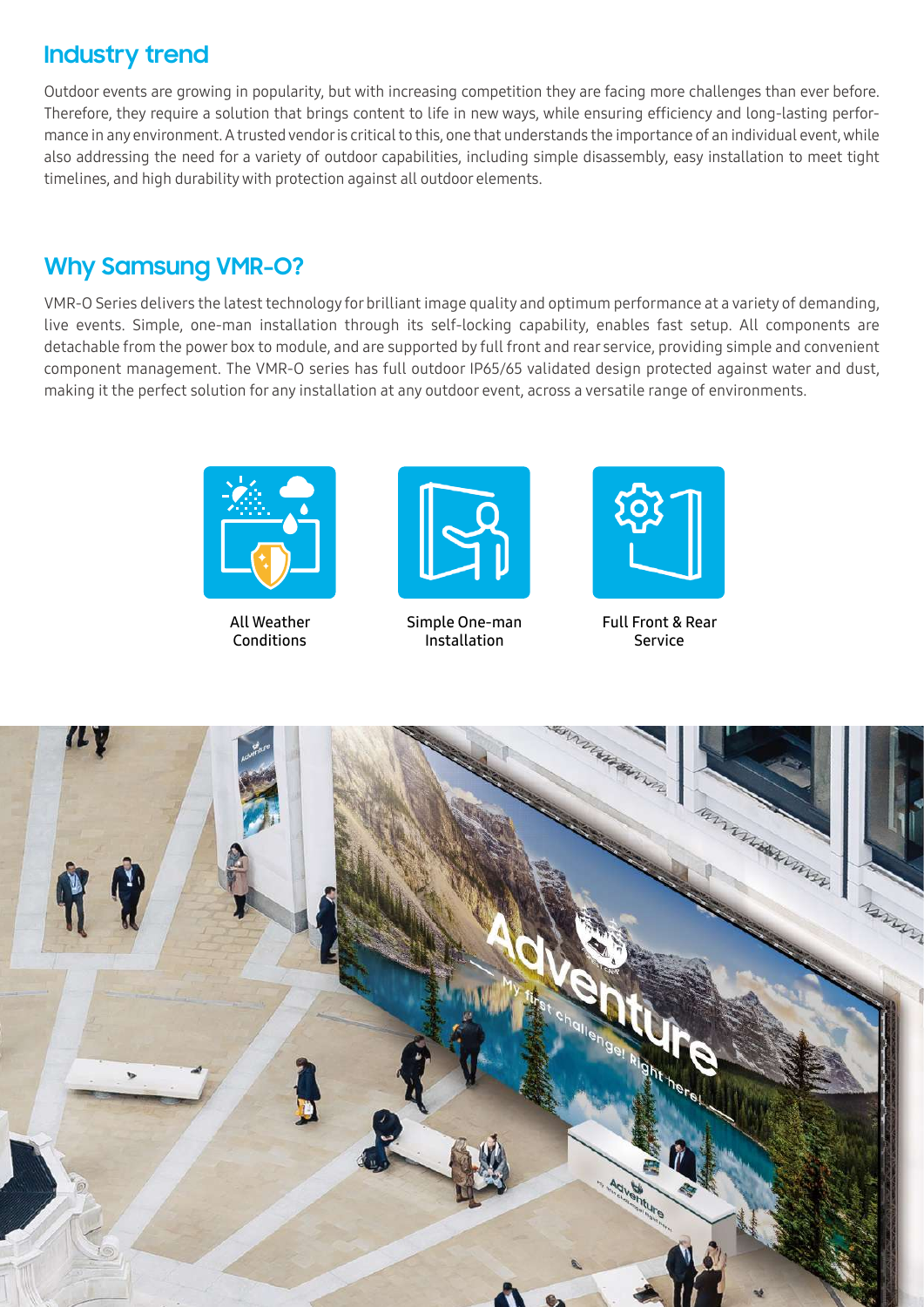## Industry trend

Outdoor events are growing in popularity, but with increasing competition they are facing more challenges than ever before. Therefore, they require a solution that brings content to life in new ways, while ensuring efficiency and long-lasting performance in any environment. A trusted vendor is critical to this, one that understands the importance of an individual event, while also addressing the need for a variety of outdoor capabilities, including simple disassembly, easy installation to meet tight timelines, and high durability with protection against all outdoor elements.

## Why Samsung VMR-O?

VMR-O Series delivers the latest technology for brilliant image quality and optimum performance at a variety of demanding, live events. Simple, one-man installation through its self-locking capability, enables fast setup. All components are detachable from the power box to module, and are supported by full front and rear service, providing simple and convenient component management. The VMR-O series has full outdoor IP65/65 validated design protected against water and dust, making it the perfect solution for any installation at any outdoor event, across a versatile range of environments.

All Weather Conditions

Simple One-man Installation

Full Front & Rear Service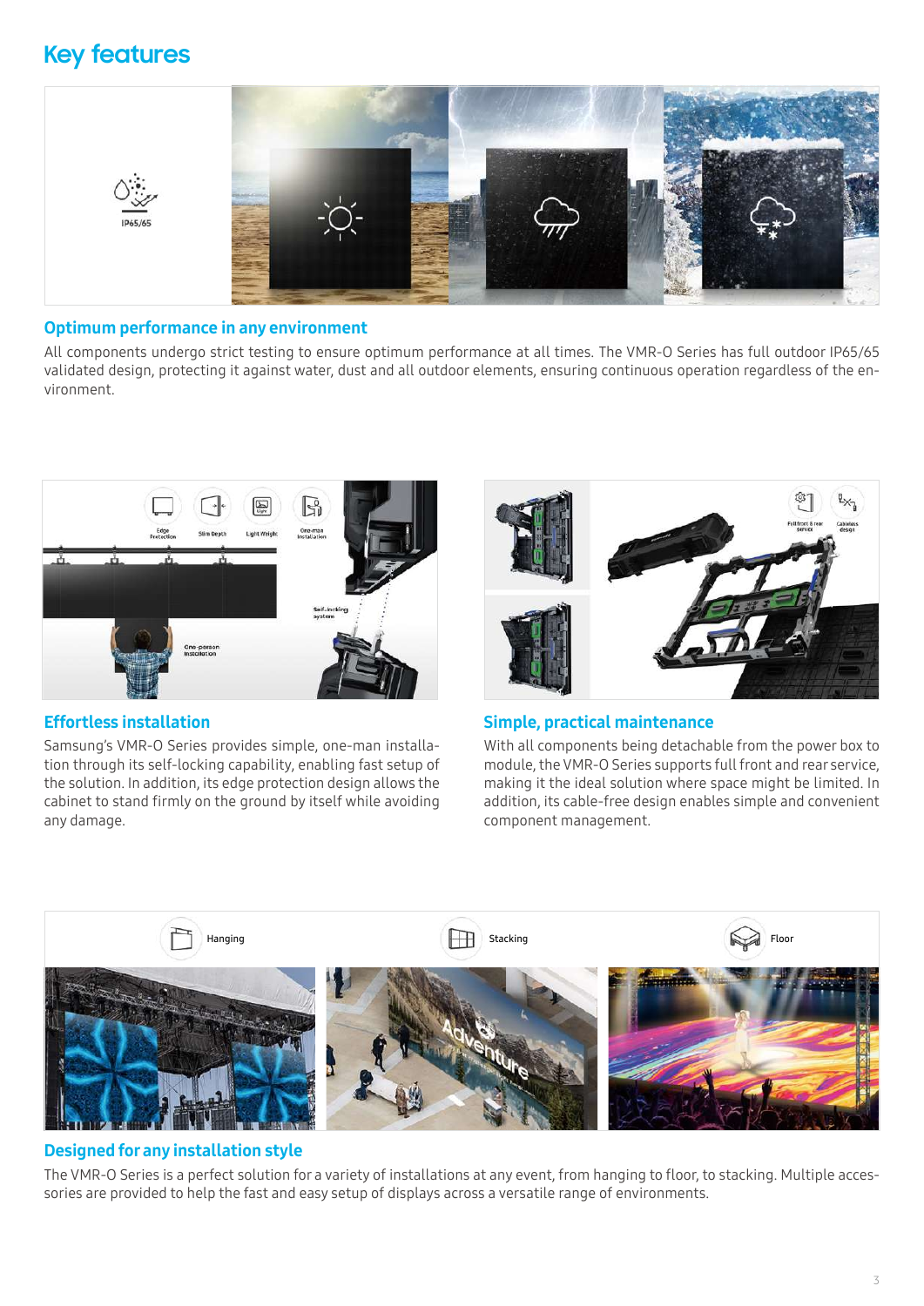# Key features

## Optimum performance in any environment

All components undergo strict testing to ensure optimum performance at all times. The VMR-O Series has full outdoor IP65/65 validated design, protecting it against water, dust and all outdoor elements, ensuring continuous operation regardless of the environment.

## Effortless installation

Samsung's VMR-O Series provides simple, one-man installation through its self-locking capability, enabling fast setup of the solution. In addition, its edge protection design allows the cabinet to stand firmly on the ground by itself while avoiding any damage.

## Simple, practical maintenance

With all components being detachable from the power box to module, the VMR-O Series supports full front and rear service, making it the ideal solution where space might be limited. In addition, its cable-free design enables simple and convenient component management.

## Designed for any installation style

The VMR-O Series is a perfect solution for a variety of installations at any event, from hanging to floor, to stacking. Multiple accessories are provided to help the fast and easy setup of displays across a versatile range of environments.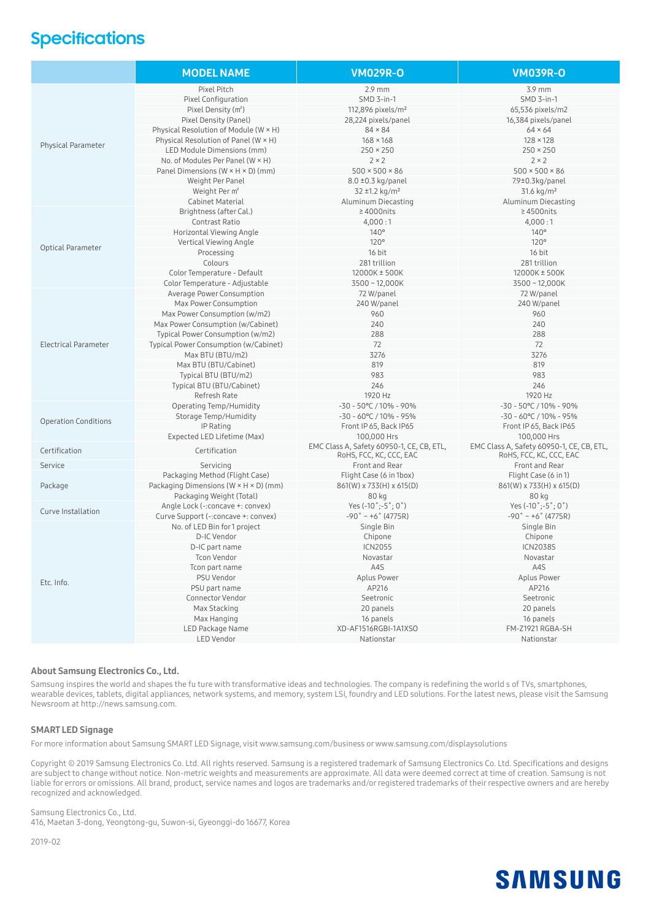# Specifications

| | MODEL NAME | VM029R-O | VM039R-O |
|---|---|---|---|
| Physical Parameter | Pixel Pitch | 2.9 mm | 3.9 mm |
| | Pixel Configuration | SMD 3-in-1 | SMD 3-in-1 |
| | Pixel Density (m²) | 112,896 pixels/m² | 65,536 pixels/m2 |
| | Pixel Density (Panel) | 28,224 pixels/panel | 16,384 pixels/panel |
| | Physical Resolution of Module (W × H) | 84 × 84 | 64 × 64 |
| | Physical Resolution of Panel (W × H) | 168 × 168 | 128 × 128 |
| | LED Module Dimensions (mm) | 250 × 250 | 250 × 250 |
| | No. of Modules Per Panel (W × H) | 2 × 2 | 2 × 2 |
| | Panel Dimensions (W × H × D) (mm) | 500 × 500 × 86 | 500 × 500 × 86 |
| | Weight Per Panel | 8.0 ±0.3 kg/panel | 7.9±0.3kg/panel |
| | Weight Per m² | 32 ±1.2 kg/m² | 31.6 kg/m² |
| | Cabinet Material | Aluminum Diecasting | Aluminum Diecasting |
| Optical Parameter | Brightness (after Cal.) | ≥ 4000nits | ≥ 4500nits |
| | Contrast Ratio | 4,000 : 1 | 4,000 : 1 |
| | Horizontal Viewing Angle | 140° | 140° |
| | Vertical Viewing Angle | 120° | 120° |
| | Processing | 16 bit | 16 bit |
| | Colours | 281 trillion | 281 trillion |
| | Color Temperature - Default | 12000K ± 500K | 12000K ± 500K |
| | Color Temperature - Adjustable | 3500 ~ 12,000K | 3500 ~ 12,000K |
| Electrical Parameter | Average Power Consumption | 72 W/panel | 72 W/panel |
| | Max Power Consumption | 240 W/panel | 240 W/panel |
| | Max Power Consumption (w/m2) | 960 | 960 |
| | Max Power Consumption (w/Cabinet) | 240 | 240 |
| | Typical Power Consumption (w/m2) | 288 | 288 |
| | Typical Power Consumption (w/Cabinet) | 72 | 72 |
| | Max BTU (BTU/m2) | 3276 | 3276 |
| | Max BTU (BTU/Cabinet) | 819 | 819 |
| | Typical BTU (BTU/m2) | 983 | 983 |
| | Typical BTU (BTU/Cabinet) | 246 | 246 |
| | Refresh Rate | 1920 Hz | 1920 Hz |
| Operation Conditions | Operating Temp/Humidity | -30 - 50°C / 10% - 90% | -30 - 50°C / 10% - 90% |
| | Storage Temp/Humidity | -30 - 60°C / 10% - 95% | -30 - 60°C / 10% - 95% |
| | IP Rating | Front IP 65, Back IP65 | Front IP 65, Back IP65 |
| | Expected LED Lifetime (Max) | 100,000 Hrs | 100,000 Hrs |
| Certification | Certification | EMC Class A, Safety 60950-1, CE, CB, ETL, RoHS, FCC, KC, CCC, EAC | EMC Class A, Safety 60950-1, CE, CB, ETL, RoHS, FCC, KC, CCC, EAC |
| Service | Servicing | Front and Rear | Front and Rear |
| Package | Packaging Method (Flight Case) | Flight Case (6 in 1box) | Flight Case (6 in 1) |
| | Packaging Dimensions (W × H × D) (mm) | 861(W) x 733(H) x 615(D) | 861(W) x 733(H) x 615(D) |
| | Packaging Weight (Total) | 80 kg | 80 kg |
| Curve Installation | Angle Lock (-:concave +: convex) | Yes (-10˚;-5˚; 0˚) | Yes (-10˚;-5˚; 0˚) |
| | Curve Support (-:concave +: convex) | -90˚ ~ +6˚ (4775R) | -90˚ ~ +6˚ (4775R) |
| Etc. Info. | No. of LED Bin for 1 project | Single Bin | Single Bin |
| | D-IC Vendor | Chipone | Chipone |
| | D-IC part name | ICN2055 | ICN2038S |
| | Tcon Vendor | Novastar | Novastar |
| | Tcon part name | A4S | A4S |
| | PSU Vendor | Aplus Power | Aplus Power |
| | PSU part name | AP216 | AP216 |
| | Connector Vendor | Seetronic | Seetronic |
| | Max Stacking | 20 panels | 20 panels |
| | Max Hanging | 16 panels | 16 panels |
| | LED Package Name | XD-AF1516RGBI-1A1XSO | FM-Z1921 RGBA-SH |
| | LED Vendor | Nationstar | Nationstar |

### About Samsung Electronics Co., Ltd.

Samsung inspires the world and shapes the fu ture with transformative ideas and technologies. The company is redefining the world s of TVs, smartphones, wearable devices, tablets, digital appliances, network systems, and memory, system LSI, foundry and LED solutions. For the latest news, please visit the Samsung Newsroom at http://news.samsung.com.

### SMART LED Signage

For more information about Samsung SMART LED Signage, visit www.samsung.com/business or www.samsung.com/displaysolutions

Copyright © 2019 Samsung Electronics Co. Ltd. All rights reserved. Samsung is a registered trademark of Samsung Electronics Co. Ltd. Specifications and designs are subject to change without notice. Non-metric weights and measurements are approximate. All data were deemed correct at time of creation. Samsung is not liable for errors or omissions. All brand, product, service names and logos are trademarks and/or registered trademarks of their respective owners and are hereby recognized and acknowledged.

Samsung Electronics Co., Ltd.
416, Maetan 3-dong, Yeongtong-gu, Suwon-si, Gyeonggi-do 16677, Korea

2019-02

SAMSUNG